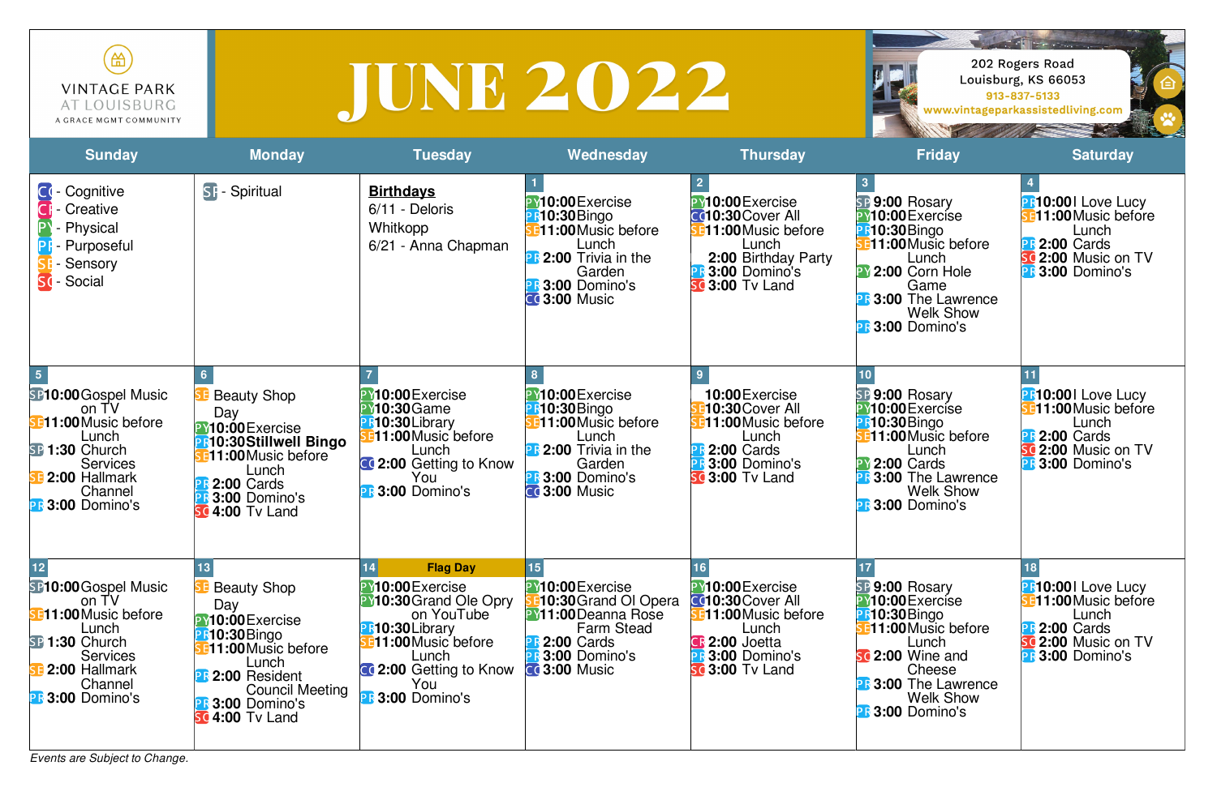VINTAGE PARK AT LOUISBURG
A GRACE MGMT COMMUNITY

# JUNE 2022

202 Rogers Road
Louisburg, KS 66053
913-837-5133
www.vintageparkassistedliving.com

| Sunday | Monday | Tuesday | Wednesday | Thursday | Friday | Saturday |
|---|---|---|---|---|---|---|
| CG - Cognitive<br>CR - Creative<br>PY - Physical<br>PR - Purposeful<br>SE - Sensory<br>SO - Social | SP - Spiritual | **Birthdays**<br>6/11 - Deloris Whitkopp<br>6/21 - Anna Chapman | **1**<br>PY **10:00** Exercise<br>PR **10:30** Bingo<br>SE **11:00** Music before Lunch<br>PR **2:00** Trivia in the Garden<br>PR **3:00** Domino's<br>CG **3:00** Music | **2**<br>PY **10:00** Exercise<br>CG **10:30** Cover All<br>SE **11:00** Music before Lunch<br>**2:00** Birthday Party<br>PR **3:00** Domino's<br>SO **3:00** Tv Land | **3**<br>SP **9:00** Rosary<br>PY **10:00** Exercise<br>PR **10:30** Bingo<br>SE **11:00** Music before Lunch<br>PY **2:00** Corn Hole Game<br>PR **3:00** The Lawrence Welk Show<br>PR **3:00** Domino's | **4**<br>PR **10:00** I Love Lucy<br>SE **11:00** Music before Lunch<br>PR **2:00** Cards<br>SO **2:00** Music on TV<br>PR **3:00** Domino's |
| **5**<br>SP **10:00** Gospel Music on TV<br>SE **11:00** Music before Lunch<br>SP **1:30** Church Services<br>SE **2:00** Hallmark Channel<br>PR **3:00** Domino's | **6**<br>SE Beauty Shop Day<br>PY **10:00** Exercise<br>PR **10:30 Stillwell Bingo**<br>SE **11:00** Music before Lunch<br>PR **2:00** Cards<br>PR **3:00** Domino's<br>SO **4:00** Tv Land | **7**<br>PY **10:00** Exercise<br>PY **10:30** Game<br>PR **10:30** Library<br>SE **11:00** Music before Lunch<br>CG **2:00** Getting to Know You<br>PR **3:00** Domino's | **8**<br>PY **10:00** Exercise<br>PR **10:30** Bingo<br>SE **11:00** Music before Lunch<br>PR **2:00** Trivia in the Garden<br>PR **3:00** Domino's<br>CG **3:00** Music | **9**<br>**10:00** Exercise<br>SE **10:30** Cover All<br>SE **11:00** Music before Lunch<br>PR **2:00** Cards<br>PR **3:00** Domino's<br>SO **3:00** Tv Land | **10**<br>SP **9:00** Rosary<br>PY **10:00** Exercise<br>PR **10:30** Bingo<br>SE **11:00** Music before Lunch<br>PY **2:00** Cards<br>PR **3:00** The Lawrence Welk Show<br>PR **3:00** Domino's | **11**<br>PR **10:00** I Love Lucy<br>SE **11:00** Music before Lunch<br>PR **2:00** Cards<br>SO **2:00** Music on TV<br>PR **3:00** Domino's |
| **12**<br>SP **10:00** Gospel Music on TV<br>SE **11:00** Music before Lunch<br>SP **1:30** Church Services<br>SE **2:00** Hallmark Channel<br>PR **3:00** Domino's | **13**<br>SE Beauty Shop Day<br>PY **10:00** Exercise<br>PR **10:30** Bingo<br>SE **11:00** Music before Lunch<br>PR **2:00** Resident Council Meeting<br>PR **3:00** Domino's<br>SO **4:00** Tv Land | **14** **Flag Day**<br>PY **10:00** Exercise<br>PY **10:30** Grand Ole Opry on YouTube<br>PR **10:30** Library<br>SE **11:00** Music before Lunch<br>CG **2:00** Getting to Know You<br>PR **3:00** Domino's | **15**<br>PY **10:00** Exercise<br>SE **10:30** Grand Ol Opera<br>PY **11:00** Deanna Rose Farm Stead<br>PR **2:00** Cards<br>PR **3:00** Domino's<br>CG **3:00** Music | **16**<br>PY **10:00** Exercise<br>CG **10:30** Cover All<br>SE **11:00** Music before Lunch<br>CR **2:00** Joetta<br>PR **3:00** Domino's<br>SO **3:00** Tv Land | **17**<br>SP **9:00** Rosary<br>PY **10:00** Exercise<br>PR **10:30** Bingo<br>SE **11:00** Music before Lunch<br>SO **2:00** Wine and Cheese<br>PR **3:00** The Lawrence Welk Show<br>PR **3:00** Domino's | **18**<br>PR **10:00** I Love Lucy<br>SE **11:00** Music before Lunch<br>PR **2:00** Cards<br>SO **2:00** Music on TV<br>PR **3:00** Domino's |

*Events are Subject to Change.*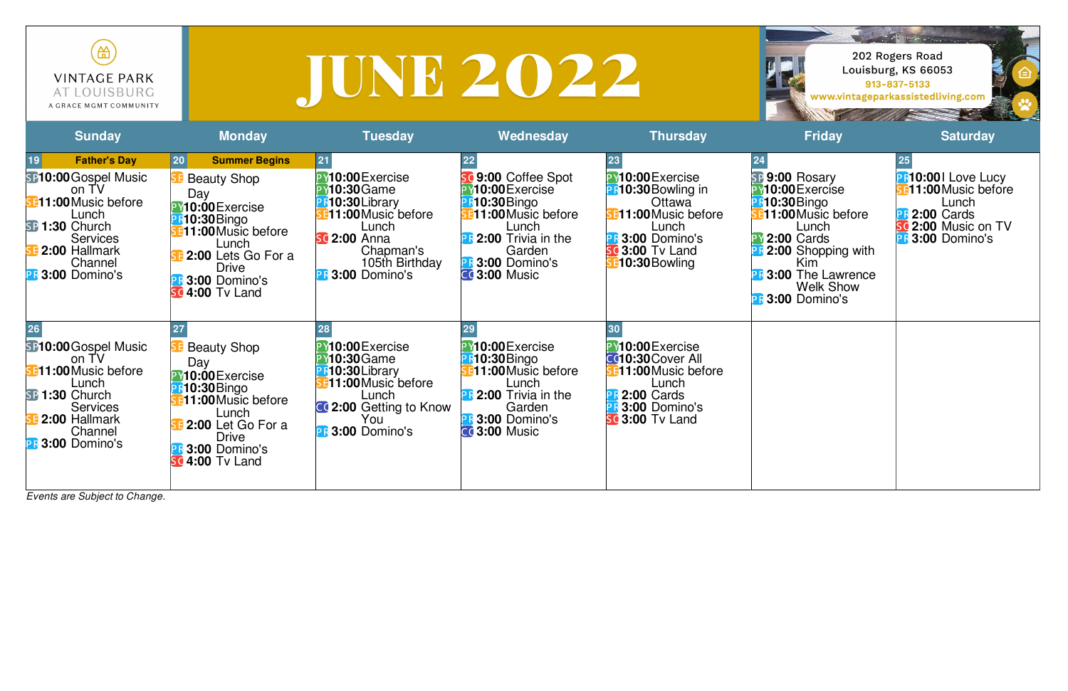VINTAGE PARK AT LOUISBURG
A GRACE MGMT COMMUNITY

# JUNE 2022

202 Rogers Road
Louisburg, KS 66053
913-837-5133
www.vintageparkassistedliving.com

| Sunday | Monday | Tuesday | Wednesday | Thursday | Friday | Saturday |
|---|---|---|---|---|---|---|
| **19** Father's Day<br>SP **10:00** Gospel Music on TV<br>SE **11:00** Music before Lunch<br>SP **1:30** Church Services<br>SE **2:00** Hallmark Channel<br>PR **3:00** Domino's | **20** Summer Begins<br>SE Beauty Shop Day<br>PY **10:00** Exercise<br>PR **10:30** Bingo<br>SE **11:00** Music before Lunch<br>SE **2:00** Lets Go For a Drive<br>PR **3:00** Domino's<br>SC **4:00** Tv Land | **21**<br>PY **10:00** Exercise<br>PY **10:30** Game<br>PR **10:30** Library<br>SE **11:00** Music before Lunch<br>SC **2:00** Anna Chapman's 105th Birthday<br>PR **3:00** Domino's | **22**<br>SC **9:00** Coffee Spot<br>PY **10:00** Exercise<br>PR **10:30** Bingo<br>SE **11:00** Music before Lunch<br>PR **2:00** Trivia in the Garden<br>PR **3:00** Domino's<br>CC **3:00** Music | **23**<br>PY **10:00** Exercise<br>PR **10:30** Bowling in Ottawa<br>SE **11:00** Music before Lunch<br>PR **3:00** Domino's<br>SC **3:00** Tv Land<br>SE **10:30** Bowling | **24**<br>SP **9:00** Rosary<br>PY **10:00** Exercise<br>PR **10:30** Bingo<br>SE **11:00** Music before Lunch<br>PY **2:00** Cards<br>PR **2:00** Shopping with Kim<br>PR **3:00** The Lawrence Welk Show<br>PR **3:00** Domino's | **25**<br>PR **10:00** I Love Lucy<br>SE **11:00** Music before Lunch<br>PR **2:00** Cards<br>SC **2:00** Music on TV<br>PR **3:00** Domino's |
| **26**<br>SP **10:00** Gospel Music on TV<br>SE **11:00** Music before Lunch<br>SP **1:30** Church Services<br>SE **2:00** Hallmark Channel<br>PR **3:00** Domino's | **27**<br>SE Beauty Shop Day<br>PY **10:00** Exercise<br>PR **10:30** Bingo<br>SE **11:00** Music before Lunch<br>SE **2:00** Let Go For a Drive<br>PR **3:00** Domino's<br>SC **4:00** Tv Land | **28**<br>PY **10:00** Exercise<br>PY **10:30** Game<br>PR **10:30** Library<br>SE **11:00** Music before Lunch<br>CC **2:00** Getting to Know You<br>PR **3:00** Domino's | **29**<br>PY **10:00** Exercise<br>PR **10:30** Bingo<br>SE **11:00** Music before Lunch<br>PR **2:00** Trivia in the Garden<br>PR **3:00** Domino's<br>CC **3:00** Music | **30**<br>PY **10:00** Exercise<br>CC **10:30** Cover All<br>SE **11:00** Music before Lunch<br>PR **2:00** Cards<br>PR **3:00** Domino's<br>SC **3:00** Tv Land | | |

*Events are Subject to Change.*